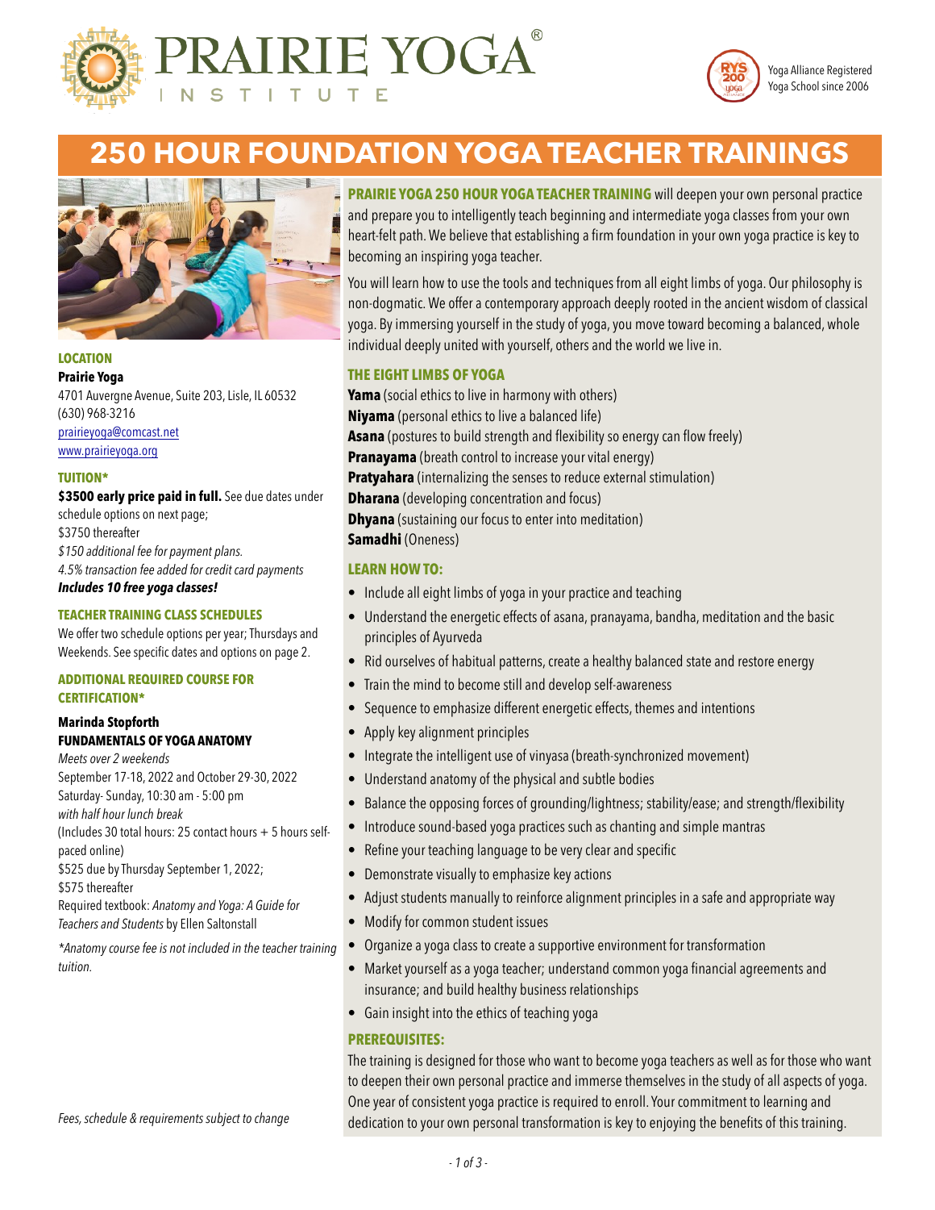# PRAIRIE YOGA INSTITUTE

Yoga Alliance Registered Yoga School since 2006

## 250 HOUR FOUNDATION YOGA TEACHER TRAININGS

### LOCATION

**Prairie Yoga**
4701 Auvergne Avenue, Suite 203, Lisle, IL 60532
(630) 968-3216
prairieyoga@comcast.net
www.prairieyoga.org

### TUITION*

**$3500 early price paid in full.** See due dates under schedule options on next page;
$3750 thereafter
*$150 additional fee for payment plans.*
*4.5% transaction fee added for credit card payments*
***Includes 10 free yoga classes!***

### TEACHER TRAINING CLASS SCHEDULES

We offer two schedule options per year; Thursdays and Weekends. See specific dates and options on page 2.

### ADDITIONAL REQUIRED COURSE FOR CERTIFICATION*

**Marinda Stopforth**
**FUNDAMENTALS OF YOGA ANATOMY**
*Meets over 2 weekends*
September 17-18, 2022 and October 29-30, 2022
Saturday- Sunday, 10:30 am - 5:00 pm
*with half hour lunch break*
(Includes 30 total hours: 25 contact hours + 5 hours self-paced online)
$525 due by Thursday September 1, 2022;
$575 thereafter
Required textbook: *Anatomy and Yoga: A Guide for Teachers and Students* by Ellen Saltonstall

*\*Anatomy course fee is not included in the teacher training tuition.*

*Fees, schedule & requirements subject to change*

**PRAIRIE YOGA 250 HOUR YOGA TEACHER TRAINING** will deepen your own personal practice and prepare you to intelligently teach beginning and intermediate yoga classes from your own heart-felt path. We believe that establishing a firm foundation in your own yoga practice is key to becoming an inspiring yoga teacher.

You will learn how to use the tools and techniques from all eight limbs of yoga. Our philosophy is non-dogmatic. We offer a contemporary approach deeply rooted in the ancient wisdom of classical yoga. By immersing yourself in the study of yoga, you move toward becoming a balanced, whole individual deeply united with yourself, others and the world we live in.

### THE EIGHT LIMBS OF YOGA

**Yama** (social ethics to live in harmony with others)
**Niyama** (personal ethics to live a balanced life)
**Asana** (postures to build strength and flexibility so energy can flow freely)
**Pranayama** (breath control to increase your vital energy)
**Pratyahara** (internalizing the senses to reduce external stimulation)
**Dharana** (developing concentration and focus)
**Dhyana** (sustaining our focus to enter into meditation)
**Samadhi** (Oneness)

### LEARN HOW TO:

- Include all eight limbs of yoga in your practice and teaching
- Understand the energetic effects of asana, pranayama, bandha, meditation and the basic principles of Ayurveda
- Rid ourselves of habitual patterns, create a healthy balanced state and restore energy
- Train the mind to become still and develop self-awareness
- Sequence to emphasize different energetic effects, themes and intentions
- Apply key alignment principles
- Integrate the intelligent use of vinyasa (breath-synchronized movement)
- Understand anatomy of the physical and subtle bodies
- Balance the opposing forces of grounding/lightness; stability/ease; and strength/flexibility
- Introduce sound-based yoga practices such as chanting and simple mantras
- Refine your teaching language to be very clear and specific
- Demonstrate visually to emphasize key actions
- Adjust students manually to reinforce alignment principles in a safe and appropriate way
- Modify for common student issues
- Organize a yoga class to create a supportive environment for transformation
- Market yourself as a yoga teacher; understand common yoga financial agreements and insurance; and build healthy business relationships
- Gain insight into the ethics of teaching yoga

### PREREQUISITES:

The training is designed for those who want to become yoga teachers as well as for those who want to deepen their own personal practice and immerse themselves in the study of all aspects of yoga. One year of consistent yoga practice is required to enroll. Your commitment to learning and dedication to your own personal transformation is key to enjoying the benefits of this training.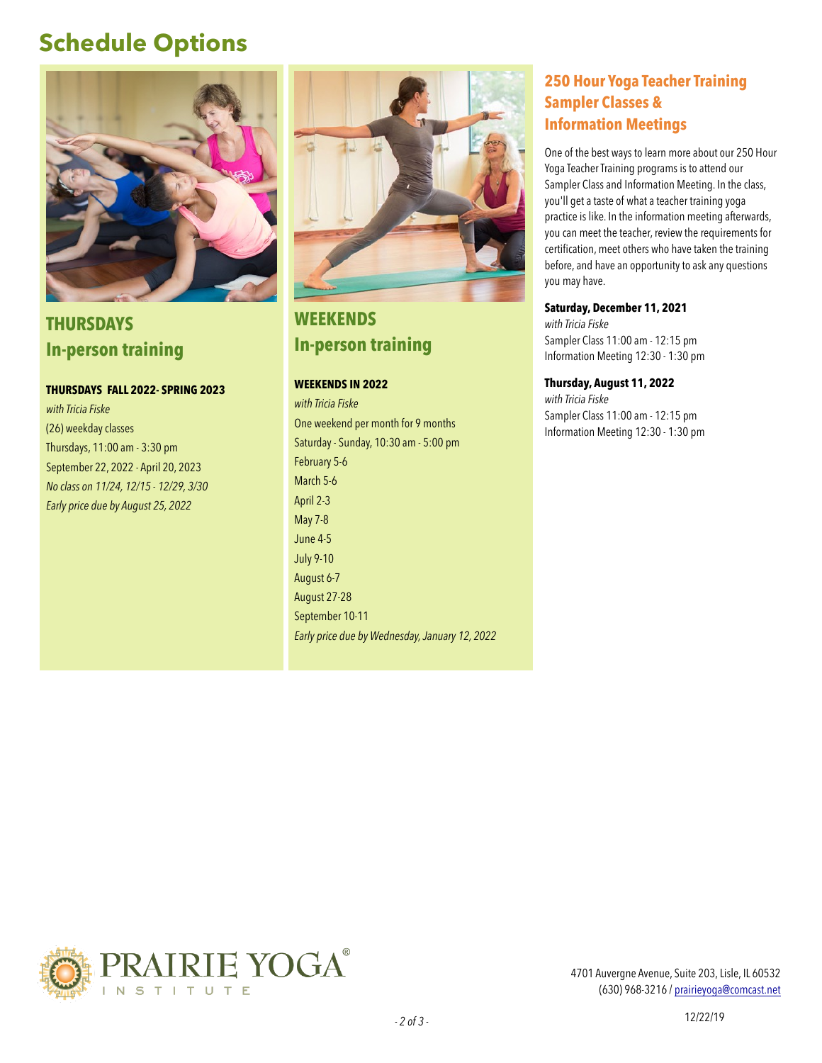# Schedule Options

## THURSDAYS
## In-person training

**THURSDAYS FALL 2022- SPRING 2023**

*with Tricia Fiske*
(26) weekday classes
Thursdays, 11:00 am - 3:30 pm
September 22, 2022 - April 20, 2023
*No class on 11/24, 12/15 - 12/29, 3/30*
*Early price due by August 25, 2022*

## WEEKENDS
## In-person training

**WEEKENDS IN 2022**

*with Tricia Fiske*
One weekend per month for 9 months
Saturday - Sunday, 10:30 am - 5:00 pm
February 5-6
March 5-6
April 2-3
May 7-8
June 4-5
July 9-10
August 6-7
August 27-28
September 10-11
*Early price due by Wednesday, January 12, 2022*

## 250 Hour Yoga Teacher Training Sampler Classes & Information Meetings

One of the best ways to learn more about our 250 Hour Yoga Teacher Training programs is to attend our Sampler Class and Information Meeting. In the class, you'll get a taste of what a teacher training yoga practice is like. In the information meeting afterwards, you can meet the teacher, review the requirements for certification, meet others who have taken the training before, and have an opportunity to ask any questions you may have.

**Saturday, December 11, 2021**
*with Tricia Fiske*
Sampler Class 11:00 am - 12:15 pm
Information Meeting 12:30 - 1:30 pm

**Thursday, August 11, 2022**
*with Tricia Fiske*
Sampler Class 11:00 am - 12:15 pm
Information Meeting 12:30 - 1:30 pm

PRAIRIE YOGA® INSTITUTE

4701 Auvergne Avenue, Suite 203, Lisle, IL 60532
(630) 968-3216 / prairieyoga@comcast.net

12/22/19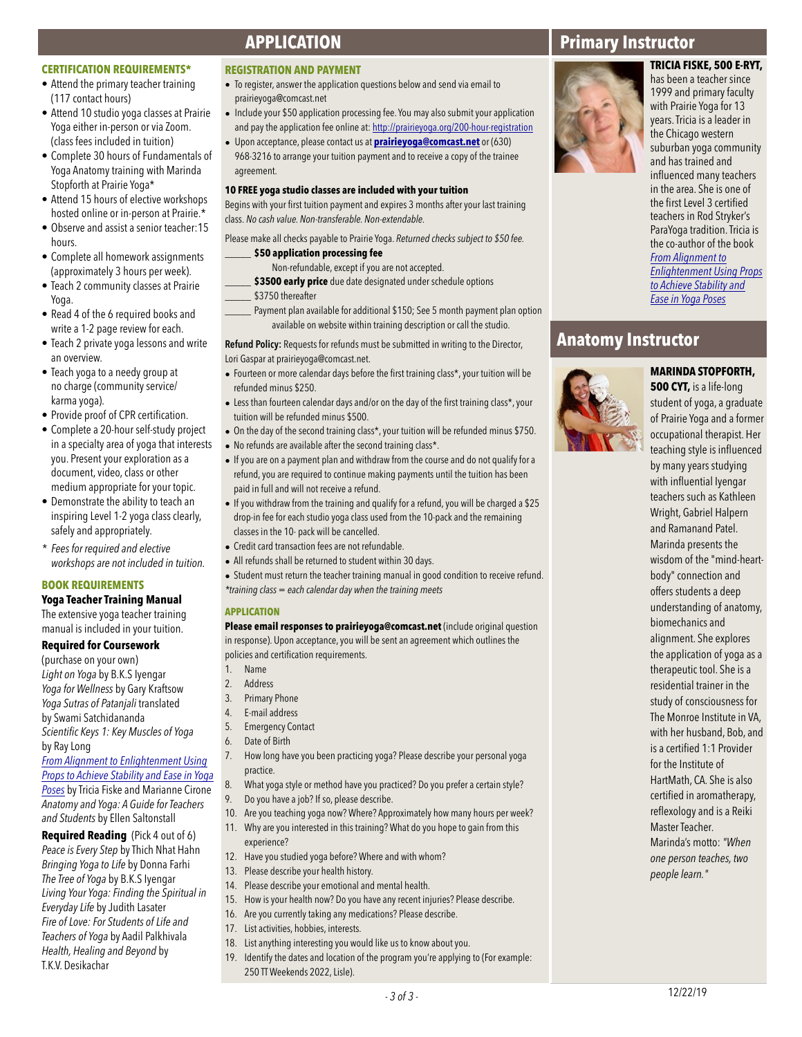# APPLICATION

### CERTIFICATION REQUIREMENTS*

- Attend the primary teacher training (117 contact hours)
- Attend 10 studio yoga classes at Prairie Yoga either in-person or via Zoom. (class fees included in tuition)
- Complete 30 hours of Fundamentals of Yoga Anatomy training with Marinda Stopforth at Prairie Yoga*
- Attend 15 hours of elective workshops hosted online or in-person at Prairie.*
- Observe and assist a senior teacher: 15 hours.
- Complete all homework assignments (approximately 3 hours per week).
- Teach 2 community classes at Prairie Yoga.
- Read 4 of the 6 required books and write a 1-2 page review for each.
- Teach 2 private yoga lessons and write an overview.
- Teach yoga to a needy group at no charge (community service/ karma yoga).
- Provide proof of CPR certification.
- Complete a 20-hour self-study project in a specialty area of yoga that interests you. Present your exploration as a document, video, class or other medium appropriate for your topic.
- Demonstrate the ability to teach an inspiring Level 1-2 yoga class clearly, safely and appropriately.

* *Fees for required and elective workshops are not included in tuition.*

### BOOK REQUIREMENTS

**Yoga Teacher Training Manual**

The extensive yoga teacher training manual is included in your tuition.

**Required for Coursework**

(purchase on your own)

*Light on Yoga* by B.K.S Iyengar

*Yoga for Wellness* by Gary Kraftsow

*Yoga Sutras of Patanjali* translated by Swami Satchidananda

*Scientific Keys 1: Key Muscles of Yoga* by Ray Long

*From Alignment to Enlightenment Using Props to Achieve Stability and Ease in Yoga Poses* by Tricia Fiske and Marianne Cirone

*Anatomy and Yoga: A Guide for Teachers and Students* by Ellen Saltonstall

**Required Reading** (Pick 4 out of 6)

*Peace is Every Step* by Thich Nhat Hahn

*Bringing Yoga to Life* by Donna Farhi

*The Tree of Yoga* by B.K.S Iyengar

*Living Your Yoga: Finding the Spiritual in Everyday Life* by Judith Lasater

*Fire of Love: For Students of Life and Teachers of Yoga* by Aadil Palkhivala

*Health, Healing and Beyond* by T.K.V. Desikachar

### REGISTRATION AND PAYMENT

- To register, answer the application questions below and send via email to prairieyoga@comcast.net
- Include your $50 application processing fee. You may also submit your application and pay the application fee online at: http://prairieyoga.org/200-hour-registration
- Upon acceptance, please contact us at **prairieyoga@comcast.net** or (630) 968-3216 to arrange your tuition payment and to receive a copy of the trainee agreement.

**10 FREE yoga studio classes are included with your tuition**

Begins with your first tuition payment and expires 3 months after your last training class. *No cash value. Non-transferable. Non-extendable.*

Please make all checks payable to Prairie Yoga. *Returned checks subject to $50 fee.*

_____ **$50 application processing fee**
Non-refundable, except if you are not accepted.

_____ **$3500 early price** due date designated under schedule options

_____ $3750 thereafter

_____ Payment plan available for additional $150; See 5 month payment plan option available on website within training description or call the studio.

**Refund Policy:** Requests for refunds must be submitted in writing to the Director, Lori Gaspar at prairieyoga@comcast.net.

- Fourteen or more calendar days before the first training class*, your tuition will be refunded minus $250.
- Less than fourteen calendar days and/or on the day of the first training class*, your tuition will be refunded minus $500.
- On the day of the second training class*, your tuition will be refunded minus $750.
- No refunds are available after the second training class*.
- If you are on a payment plan and withdraw from the course and do not qualify for a refund, you are required to continue making payments until the tuition has been paid in full and will not receive a refund.
- If you withdraw from the training and qualify for a refund, you will be charged a $25 drop-in fee for each studio yoga class used from the 10-pack and the remaining classes in the 10- pack will be cancelled.
- Credit card transaction fees are not refundable.
- All refunds shall be returned to student within 30 days.
- Student must return the teacher training manual in good condition to receive refund.

*training class = each calendar day when the training meets

### APPLICATION

**Please email responses to prairieyoga@comcast.net** (include original question in response). Upon acceptance, you will be sent an agreement which outlines the policies and certification requirements.

1. Name
2. Address
3. Primary Phone
4. E-mail address
5. Emergency Contact
6. Date of Birth
7. How long have you been practicing yoga? Please describe your personal yoga practice.
8. What yoga style or method have you practiced? Do you prefer a certain style?
9. Do you have a job? If so, please describe.
10. Are you teaching yoga now? Where? Approximately how many hours per week?
11. Why are you interested in this training? What do you hope to gain from this experience?
12. Have you studied yoga before? Where and with whom?
13. Please describe your health history.
14. Please describe your emotional and mental health.
15. How is your health now? Do you have any recent injuries? Please describe.
16. Are you currently taking any medications? Please describe.
17. List activities, hobbies, interests.
18. List anything interesting you would like us to know about you.
19. Identify the dates and location of the program you're applying to (For example: 250 TT Weekends 2022, Lisle).

# Primary Instructor

**TRICIA FISKE, 500 E-RYT,** has been a teacher since 1999 and primary faculty with Prairie Yoga for 13 years. Tricia is a leader in the Chicago western suburban yoga community and has trained and influenced many teachers in the area. She is one of the first Level 3 certified teachers in Rod Stryker's ParaYoga tradition. Tricia is the co-author of the book *From Alignment to Enlightenment Using Props to Achieve Stability and Ease in Yoga Poses*

# Anatomy Instructor

**MARINDA STOPFORTH, 500 CYT,** is a life-long student of yoga, a graduate of Prairie Yoga and a former occupational therapist. Her teaching style is influenced by many years studying with influential Iyengar teachers such as Kathleen Wright, Gabriel Halpern and Ramanand Patel. Marinda presents the wisdom of the "mind-heart-body" connection and offers students a deep understanding of anatomy, biomechanics and alignment. She explores the application of yoga as a therapeutic tool. She is a residential trainer in the study of consciousness for The Monroe Institute in VA, with her husband, Bob, and is a certified 1:1 Provider for the Institute of HartMath, CA. She is also certified in aromatherapy, reflexology and is a Reiki Master Teacher. Marinda's motto: *"When one person teaches, two people learn."*

12/22/19